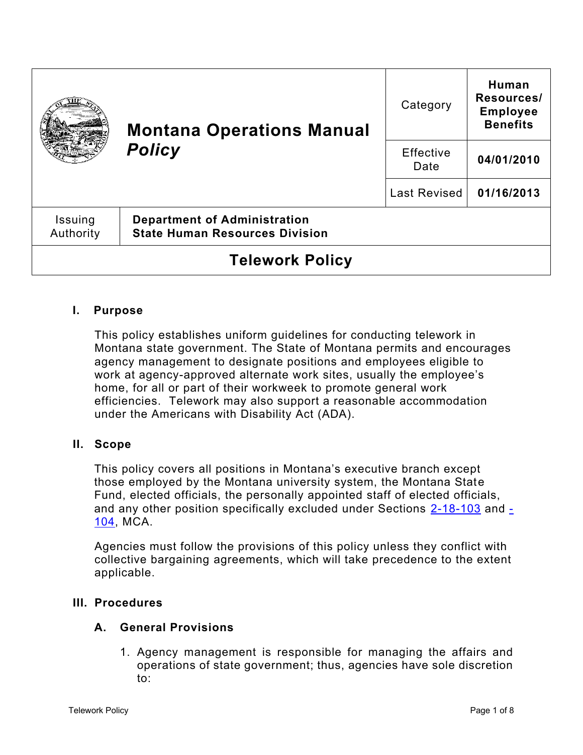| Montana Operations Manual *Policy* | | Category | Human Resources/ Employee Benefits |
| --- | --- | --- | --- |
| | | Effective Date | 04/01/2010 |
| | | Last Revised | 01/16/2013 |
| Issuing Authority | **Department of Administration State Human Resources Division** | | |

# Telework Policy

## I. Purpose

This policy establishes uniform guidelines for conducting telework in Montana state government. The State of Montana permits and encourages agency management to designate positions and employees eligible to work at agency-approved alternate work sites, usually the employee's home, for all or part of their workweek to promote general work efficiencies. Telework may also support a reasonable accommodation under the Americans with Disability Act (ADA).

## II. Scope

This policy covers all positions in Montana's executive branch except those employed by the Montana university system, the Montana State Fund, elected officials, the personally appointed staff of elected officials, and any other position specifically excluded under Sections 2-18-103 and -104, MCA.

Agencies must follow the provisions of this policy unless they conflict with collective bargaining agreements, which will take precedence to the extent applicable.

## III. Procedures

### A. General Provisions

1. Agency management is responsible for managing the affairs and operations of state government; thus, agencies have sole discretion to: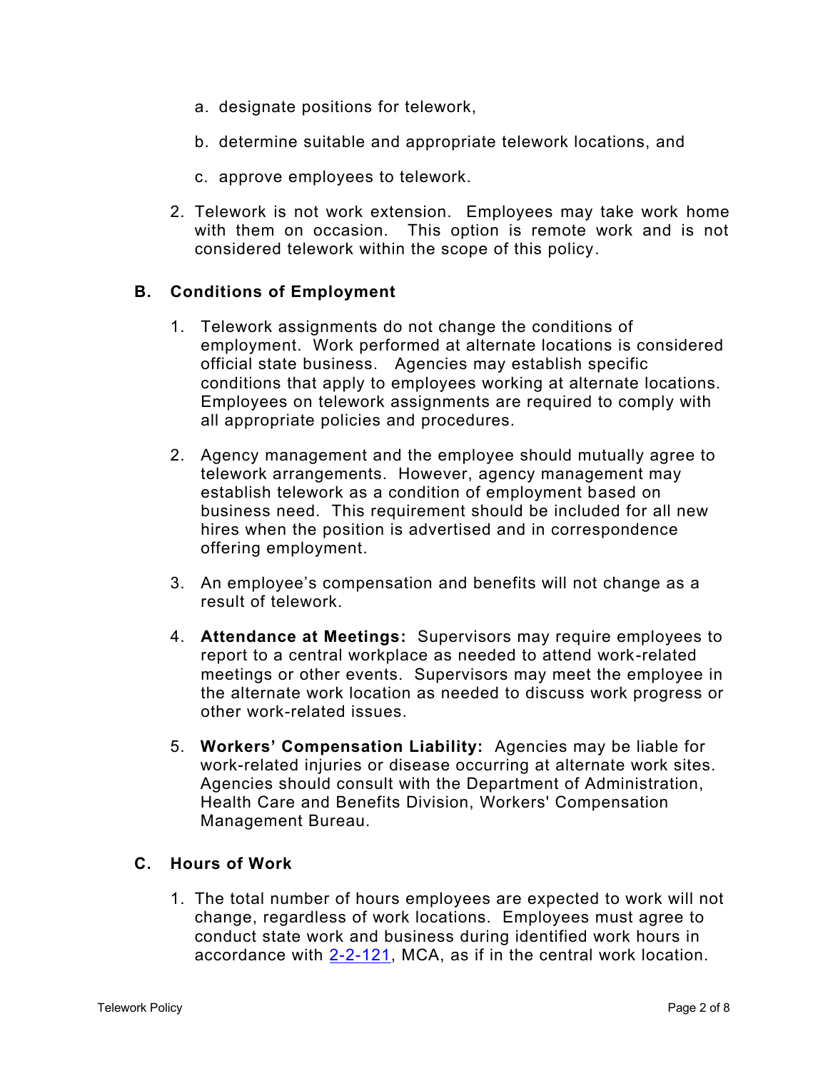a. designate positions for telework,

   b. determine suitable and appropriate telework locations, and

   c. approve employees to telework.

2. Telework is not work extension. Employees may take work home with them on occasion. This option is remote work and is not considered telework within the scope of this policy.

## B. Conditions of Employment

1. Telework assignments do not change the conditions of employment. Work performed at alternate locations is considered official state business. Agencies may establish specific conditions that apply to employees working at alternate locations. Employees on telework assignments are required to comply with all appropriate policies and procedures.

2. Agency management and the employee should mutually agree to telework arrangements. However, agency management may establish telework as a condition of employment based on business need. This requirement should be included for all new hires when the position is advertised and in correspondence offering employment.

3. An employee's compensation and benefits will not change as a result of telework.

4. **Attendance at Meetings:** Supervisors may require employees to report to a central workplace as needed to attend work-related meetings or other events. Supervisors may meet the employee in the alternate work location as needed to discuss work progress or other work-related issues.

5. **Workers' Compensation Liability:** Agencies may be liable for work-related injuries or disease occurring at alternate work sites. Agencies should consult with the Department of Administration, Health Care and Benefits Division, Workers' Compensation Management Bureau.

## C. Hours of Work

1. The total number of hours employees are expected to work will not change, regardless of work locations. Employees must agree to conduct state work and business during identified work hours in accordance with 2-2-121, MCA, as if in the central work location.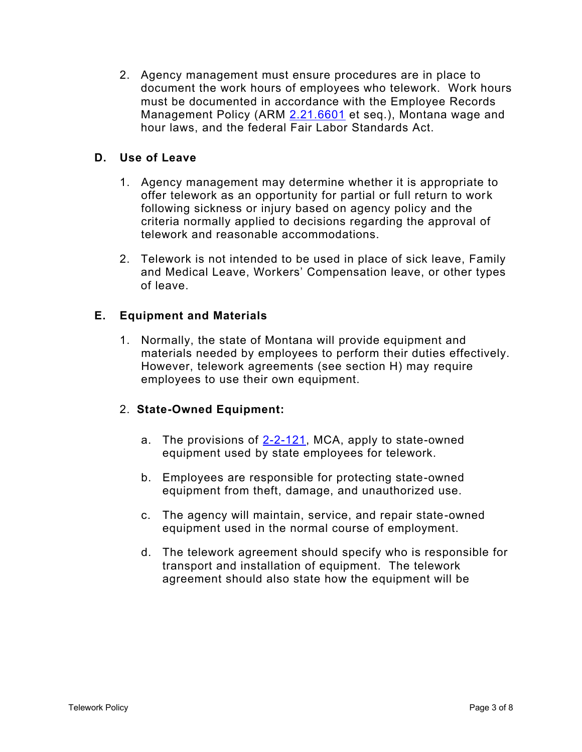2. Agency management must ensure procedures are in place to document the work hours of employees who telework. Work hours must be documented in accordance with the Employee Records Management Policy (ARM 2.21.6601 et seq.), Montana wage and hour laws, and the federal Fair Labor Standards Act.

### D. Use of Leave

1. Agency management may determine whether it is appropriate to offer telework as an opportunity for partial or full return to work following sickness or injury based on agency policy and the criteria normally applied to decisions regarding the approval of telework and reasonable accommodations.

2. Telework is not intended to be used in place of sick leave, Family and Medical Leave, Workers' Compensation leave, or other types of leave.

### E. Equipment and Materials

1. Normally, the state of Montana will provide equipment and materials needed by employees to perform their duties effectively. However, telework agreements (see section H) may require employees to use their own equipment.

2. **State-Owned Equipment:**

   a. The provisions of 2-2-121, MCA, apply to state-owned equipment used by state employees for telework.

   b. Employees are responsible for protecting state-owned equipment from theft, damage, and unauthorized use.

   c. The agency will maintain, service, and repair state-owned equipment used in the normal course of employment.

   d. The telework agreement should specify who is responsible for transport and installation of equipment. The telework agreement should also state how the equipment will be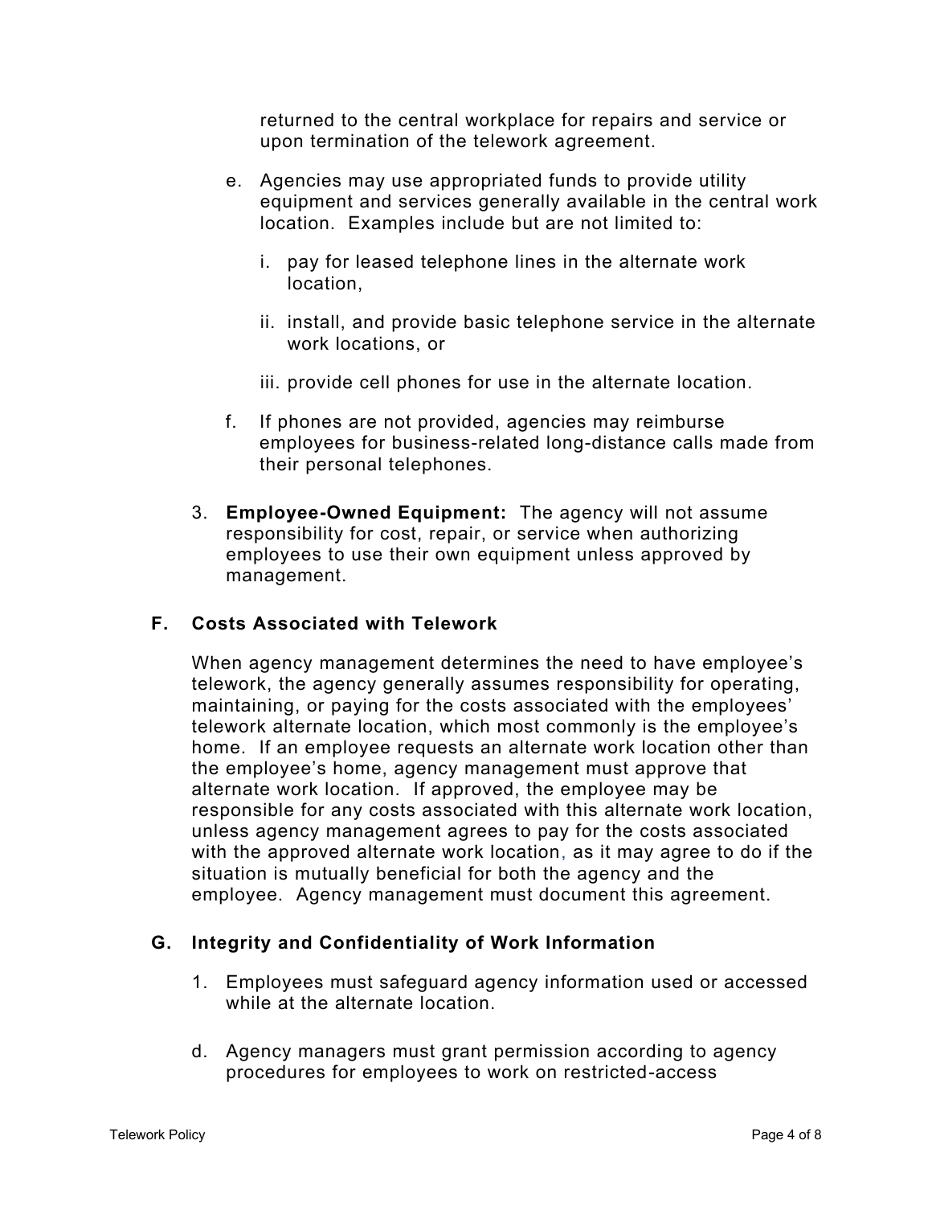returned to the central workplace for repairs and service or upon termination of the telework agreement.

e. Agencies may use appropriated funds to provide utility equipment and services generally available in the central work location. Examples include but are not limited to:

   i. pay for leased telephone lines in the alternate work location,

   ii. install, and provide basic telephone service in the alternate work locations, or

   iii. provide cell phones for use in the alternate location.

f. If phones are not provided, agencies may reimburse employees for business-related long-distance calls made from their personal telephones.

3. **Employee-Owned Equipment:** The agency will not assume responsibility for cost, repair, or service when authorizing employees to use their own equipment unless approved by management.

### F. Costs Associated with Telework

When agency management determines the need to have employee's telework, the agency generally assumes responsibility for operating, maintaining, or paying for the costs associated with the employees' telework alternate location, which most commonly is the employee's home. If an employee requests an alternate work location other than the employee's home, agency management must approve that alternate work location. If approved, the employee may be responsible for any costs associated with this alternate work location, unless agency management agrees to pay for the costs associated with the approved alternate work location, as it may agree to do if the situation is mutually beneficial for both the agency and the employee. Agency management must document this agreement.

### G. Integrity and Confidentiality of Work Information

1. Employees must safeguard agency information used or accessed while at the alternate location.

d. Agency managers must grant permission according to agency procedures for employees to work on restricted-access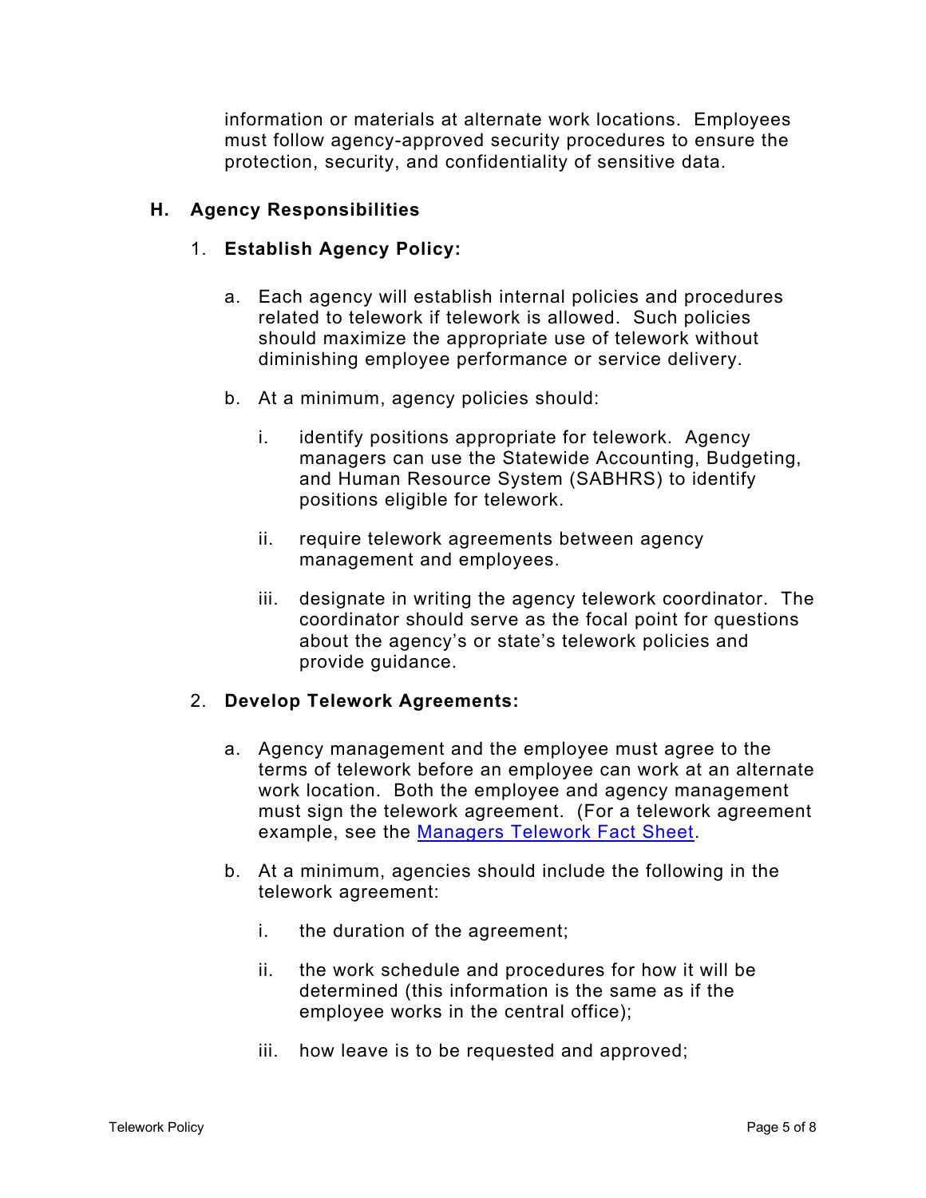information or materials at alternate work locations. Employees must follow agency-approved security procedures to ensure the protection, security, and confidentiality of sensitive data.

## H. Agency Responsibilities

### 1. Establish Agency Policy:

a. Each agency will establish internal policies and procedures related to telework if telework is allowed. Such policies should maximize the appropriate use of telework without diminishing employee performance or service delivery.

b. At a minimum, agency policies should:

   i. identify positions appropriate for telework. Agency managers can use the Statewide Accounting, Budgeting, and Human Resource System (SABHRS) to identify positions eligible for telework.

   ii. require telework agreements between agency management and employees.

   iii. designate in writing the agency telework coordinator. The coordinator should serve as the focal point for questions about the agency's or state's telework policies and provide guidance.

### 2. Develop Telework Agreements:

a. Agency management and the employee must agree to the terms of telework before an employee can work at an alternate work location. Both the employee and agency management must sign the telework agreement. (For a telework agreement example, see the Managers Telework Fact Sheet.

b. At a minimum, agencies should include the following in the telework agreement:

   i. the duration of the agreement;

   ii. the work schedule and procedures for how it will be determined (this information is the same as if the employee works in the central office);

   iii. how leave is to be requested and approved;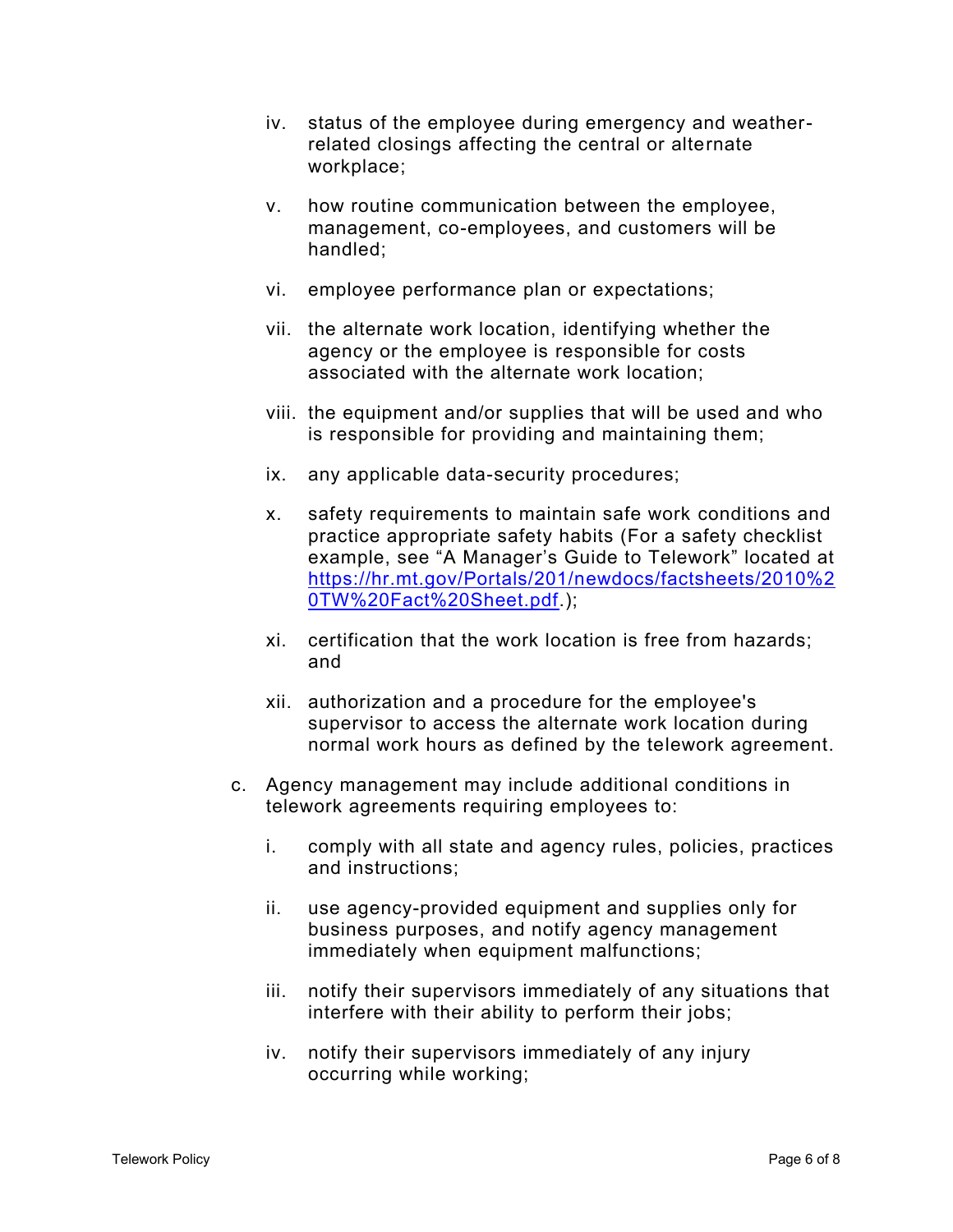iv. status of the employee during emergency and weather-related closings affecting the central or alternate workplace;

    v. how routine communication between the employee, management, co-employees, and customers will be handled;

    vi. employee performance plan or expectations;

    vii. the alternate work location, identifying whether the agency or the employee is responsible for costs associated with the alternate work location;

    viii. the equipment and/or supplies that will be used and who is responsible for providing and maintaining them;

    ix. any applicable data-security procedures;

    x. safety requirements to maintain safe work conditions and practice appropriate safety habits (For a safety checklist example, see “A Manager’s Guide to Telework” located at [https://hr.mt.gov/Portals/201/newdocs/factsheets/2010%20TW%20Fact%20Sheet.pdf](https://hr.mt.gov/Portals/201/newdocs/factsheets/2010%20TW%20Fact%20Sheet.pdf).);

    xi. certification that the work location is free from hazards; and

    xii. authorization and a procedure for the employee's supervisor to access the alternate work location during normal work hours as defined by the telework agreement.

c. Agency management may include additional conditions in telework agreements requiring employees to:

    i. comply with all state and agency rules, policies, practices and instructions;

    ii. use agency-provided equipment and supplies only for business purposes, and notify agency management immediately when equipment malfunctions;

    iii. notify their supervisors immediately of any situations that interfere with their ability to perform their jobs;

    iv. notify their supervisors immediately of any injury occurring while working;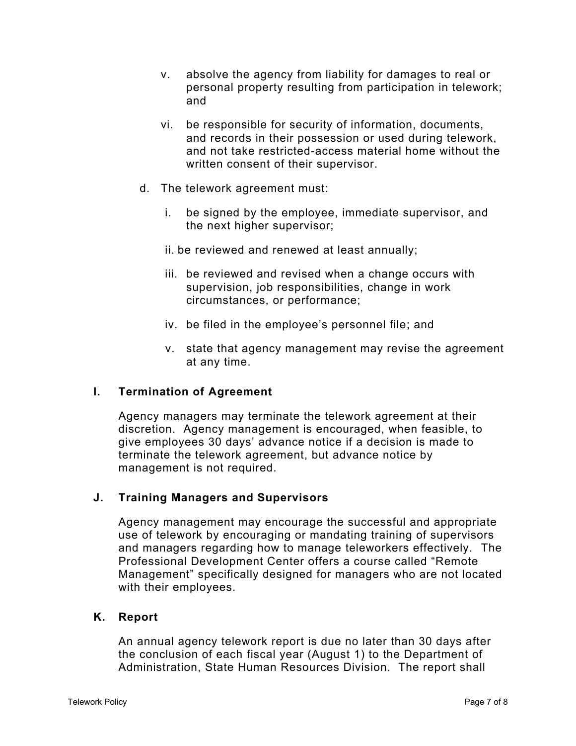v. absolve the agency from liability for damages to real or personal property resulting from participation in telework; and

vi. be responsible for security of information, documents, and records in their possession or used during telework, and not take restricted-access material home without the written consent of their supervisor.

d. The telework agreement must:

i. be signed by the employee, immediate supervisor, and the next higher supervisor;

ii. be reviewed and renewed at least annually;

iii. be reviewed and revised when a change occurs with supervision, job responsibilities, change in work circumstances, or performance;

iv. be filed in the employee's personnel file; and

v. state that agency management may revise the agreement at any time.

## I. Termination of Agreement

Agency managers may terminate the telework agreement at their discretion. Agency management is encouraged, when feasible, to give employees 30 days' advance notice if a decision is made to terminate the telework agreement, but advance notice by management is not required.

## J. Training Managers and Supervisors

Agency management may encourage the successful and appropriate use of telework by encouraging or mandating training of supervisors and managers regarding how to manage teleworkers effectively. The Professional Development Center offers a course called "Remote Management" specifically designed for managers who are not located with their employees.

## K. Report

An annual agency telework report is due no later than 30 days after the conclusion of each fiscal year (August 1) to the Department of Administration, State Human Resources Division. The report shall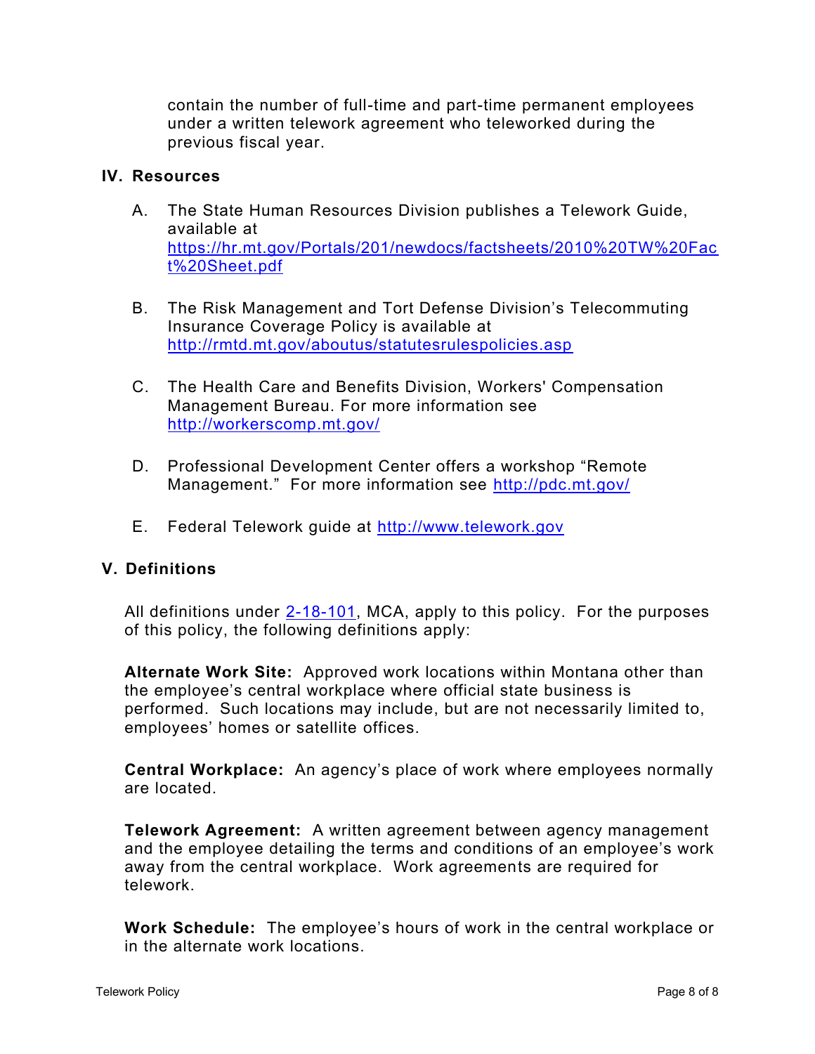contain the number of full-time and part-time permanent employees under a written telework agreement who teleworked during the previous fiscal year.

## IV. Resources

A. The State Human Resources Division publishes a Telework Guide, available at https://hr.mt.gov/Portals/201/newdocs/factsheets/2010%20TW%20Fact%20Sheet.pdf

B. The Risk Management and Tort Defense Division's Telecommuting Insurance Coverage Policy is available at http://rmtd.mt.gov/aboutus/statutesrulespolicies.asp

C. The Health Care and Benefits Division, Workers' Compensation Management Bureau. For more information see http://workerscomp.mt.gov/

D. Professional Development Center offers a workshop "Remote Management." For more information see http://pdc.mt.gov/

E. Federal Telework guide at http://www.telework.gov

## V. Definitions

All definitions under 2-18-101, MCA, apply to this policy. For the purposes of this policy, the following definitions apply:

**Alternate Work Site:** Approved work locations within Montana other than the employee's central workplace where official state business is performed. Such locations may include, but are not necessarily limited to, employees' homes or satellite offices.

**Central Workplace:** An agency's place of work where employees normally are located.

**Telework Agreement:** A written agreement between agency management and the employee detailing the terms and conditions of an employee's work away from the central workplace. Work agreements are required for telework.

**Work Schedule:** The employee's hours of work in the central workplace or in the alternate work locations.